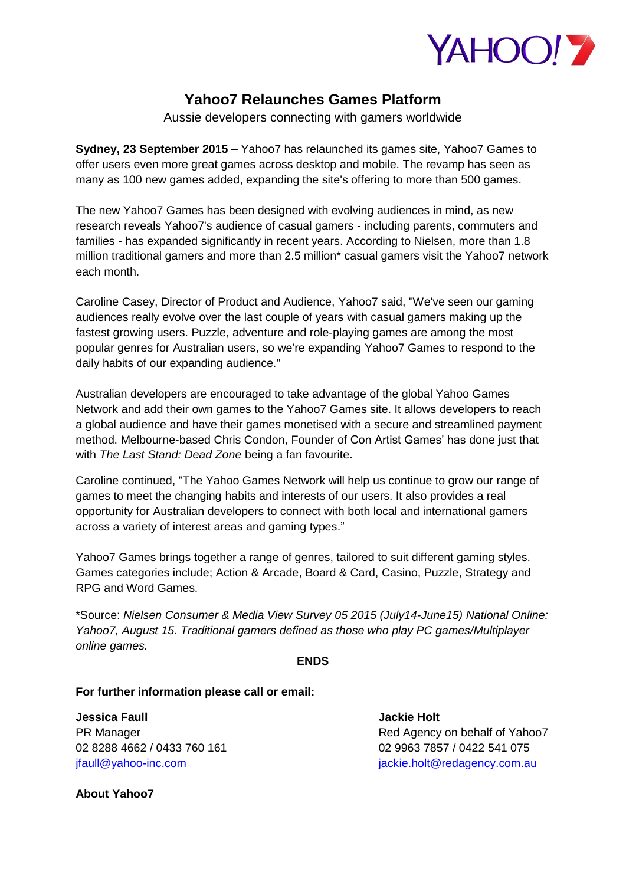# Yahoo7 Relaunches Games Platform

Aussie developers connecting with gamers worldwide

**Sydney, 23 September 2015 –** Yahoo7 has relaunched its games site, Yahoo7 Games to offer users even more great games across desktop and mobile. The revamp has seen as many as 100 new games added, expanding the site's offering to more than 500 games.

The new Yahoo7 Games has been designed with evolving audiences in mind, as new research reveals Yahoo7's audience of casual gamers - including parents, commuters and families - has expanded significantly in recent years. According to Nielsen, more than 1.8 million traditional gamers and more than 2.5 million* casual gamers visit the Yahoo7 network each month.

Caroline Casey, Director of Product and Audience, Yahoo7 said, "We've seen our gaming audiences really evolve over the last couple of years with casual gamers making up the fastest growing users. Puzzle, adventure and role-playing games are among the most popular genres for Australian users, so we're expanding Yahoo7 Games to respond to the daily habits of our expanding audience."

Australian developers are encouraged to take advantage of the global Yahoo Games Network and add their own games to the Yahoo7 Games site. It allows developers to reach a global audience and have their games monetised with a secure and streamlined payment method. Melbourne-based Chris Condon, Founder of Con Artist Games' has done just that with *The Last Stand: Dead Zone* being a fan favourite.

Caroline continued, "The Yahoo Games Network will help us continue to grow our range of games to meet the changing habits and interests of our users. It also provides a real opportunity for Australian developers to connect with both local and international gamers across a variety of interest areas and gaming types."

Yahoo7 Games brings together a range of genres, tailored to suit different gaming styles. Games categories include; Action & Arcade, Board & Card, Casino, Puzzle, Strategy and RPG and Word Games.

*Source: *Nielsen Consumer & Media View Survey 05 2015 (July14-June15) National Online: Yahoo7, August 15. Traditional gamers defined as those who play PC games/Multiplayer online games.*

**ENDS**

**For further information please call or email:**

**Jessica Faull**
PR Manager
02 8288 4662 / 0433 760 161
jfaull@yahoo-inc.com

**Jackie Holt**
Red Agency on behalf of Yahoo7
02 9963 7857 / 0422 541 075
jackie.holt@redagency.com.au

**About Yahoo7**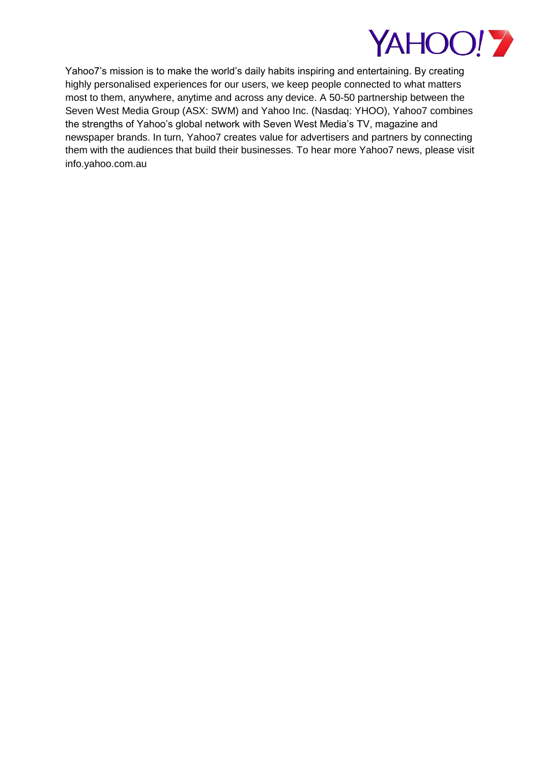Yahoo7's mission is to make the world's daily habits inspiring and entertaining. By creating highly personalised experiences for our users, we keep people connected to what matters most to them, anywhere, anytime and across any device. A 50-50 partnership between the Seven West Media Group (ASX: SWM) and Yahoo Inc. (Nasdaq: YHOO), Yahoo7 combines the strengths of Yahoo's global network with Seven West Media's TV, magazine and newspaper brands. In turn, Yahoo7 creates value for advertisers and partners by connecting them with the audiences that build their businesses. To hear more Yahoo7 news, please visit info.yahoo.com.au